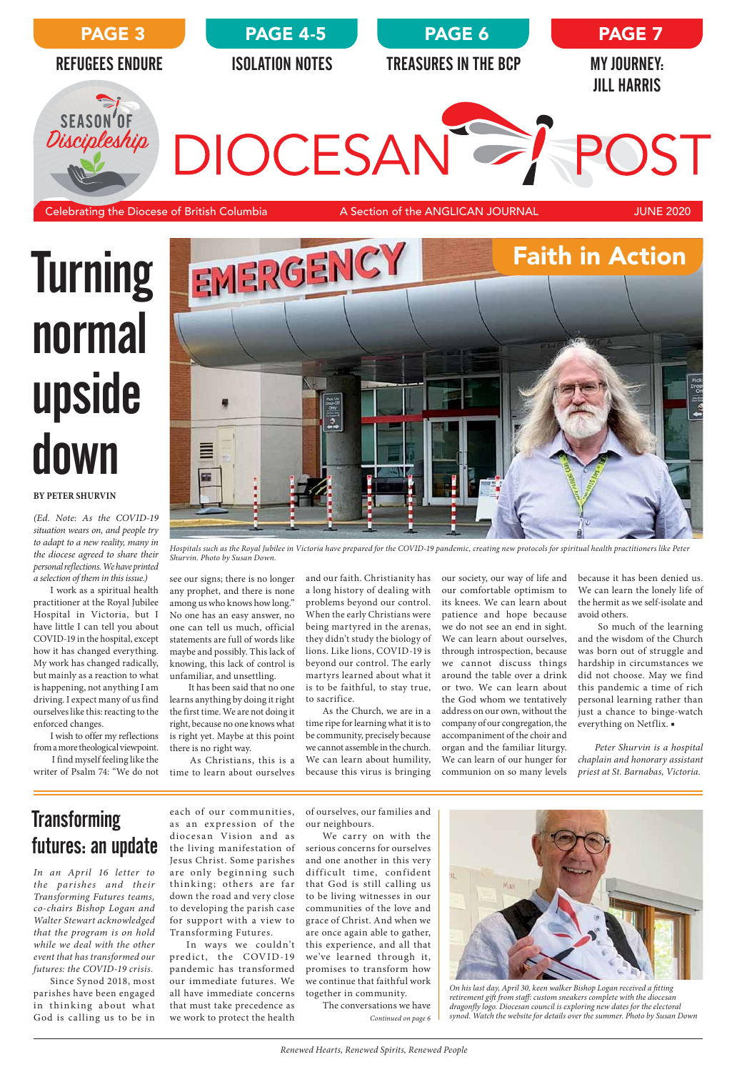PAGE 3 — REFUGEES ENDURE | PAGE 4-5 — ISOLATION NOTES | PAGE 6 — TREASURES IN THE BCP | PAGE 7 — MY JOURNEY: JILL HARRIS

SEASON OF *Discipleship*

# DIOCESAN POST

Celebrating the Diocese of British Columbia — A Section of the ANGLICAN JOURNAL — JUNE 2020

## Faith in Action

# Turning normal upside down

**BY PETER SHURVIN**

Hospitals such as the Royal Jubilee in Victoria have prepared for the COVID-19 pandemic, creating new protocols for spiritual health practitioners like Peter Shurvin. Photo by Susan Down.

*(Ed. Note: As the COVID-19 situation wears on, and people try to adapt to a new reality, many in the diocese agreed to share their personal reflections. We have printed a selection of them in this issue.)*

I work as a spiritual health practitioner at the Royal Jubilee Hospital in Victoria, but I have little I can tell you about COVID-19 in the hospital, except how it has changed everything. My work has changed radically, but mainly as a reaction to what is happening, not anything I am driving. I expect many of us find ourselves like this: reacting to the enforced changes.

I wish to offer my reflections from a more theological viewpoint.

I find myself feeling like the writer of Psalm 74: "We do not see our signs; there is no longer any prophet, and there is none among us who knows how long." No one has an easy answer, no one can tell us much, official statements are full of words like maybe and possibly. This lack of knowing, this lack of control is unfamiliar, and unsettling.

It has been said that no one learns anything by doing it right the first time. We are not doing it right, because no one knows what is right yet. Maybe at this point there is no right way.

As Christians, this is a time to learn about ourselves and our faith. Christianity has a long history of dealing with problems beyond our control. When the early Christians were being martyred in the arenas, they didn't study the biology of lions. Like lions, COVID-19 is beyond our control. The early martyrs learned about what it is to be faithful, to stay true, to sacrifice.

As the Church, we are in a time ripe for learning what it is to be community, precisely because we cannot assemble in the church. We can learn about humility, because this virus is bringing our society, our way of life and our comfortable optimism to its knees. We can learn about patience and hope because we do not see an end in sight. We can learn about ourselves, through introspection, because we cannot discuss things around the table over a drink or two. We can learn about the God whom we tentatively address on our own, without the company of our congregation, the accompaniment of the choir and organ and the familiar liturgy. We can learn of our hunger for communion on so many levels because it has been denied us. We can learn the lonely life of the hermit as we self-isolate and avoid others.

So much of the learning and the wisdom of the Church was born out of struggle and hardship in circumstances we did not choose. May we find this pandemic a time of rich personal learning rather than just a chance to binge-watch everything on Netflix. ▪

*Peter Shurvin is a hospital chaplain and honorary assistant priest at St. Barnabas, Victoria.*

---

# Transforming futures: an update

*In an April 16 letter to the parishes and their Transforming Futures teams, co-chairs Bishop Logan and Walter Stewart acknowledged that the program is on hold while we deal with the other event that has transformed our futures: the COVID-19 crisis.*

Since Synod 2018, most parishes have been engaged in thinking about what God is calling us to be in each of our communities, as an expression of the diocesan Vision and as the living manifestation of Jesus Christ. Some parishes are only beginning such thinking; others are far down the road and very close to developing the parish case for support with a view to Transforming Futures.

In ways we couldn't predict, the COVID-19 pandemic has transformed our immediate futures. We all have immediate concerns that must take precedence as we work to protect the health of ourselves, our families and our neighbours.

We carry on with the serious concerns for ourselves and one another in this very difficult time, confident that God is still calling us to be living witnesses in our communities of the love and grace of Christ. And when we are once again able to gather, this experience, and all that we've learned through it, promises to transform how we continue that faithful work together in community.

The conversations we have

*Continued on page 6*

*On his last day, April 30, keen walker Bishop Logan received a fitting retirement gift from staff: custom sneakers complete with the diocesan dragonfly logo. Diocesan council is exploring new dates for the electoral synod. Watch the website for details over the summer. Photo by Susan Down*

*Renewed Hearts, Renewed Spirits, Renewed People*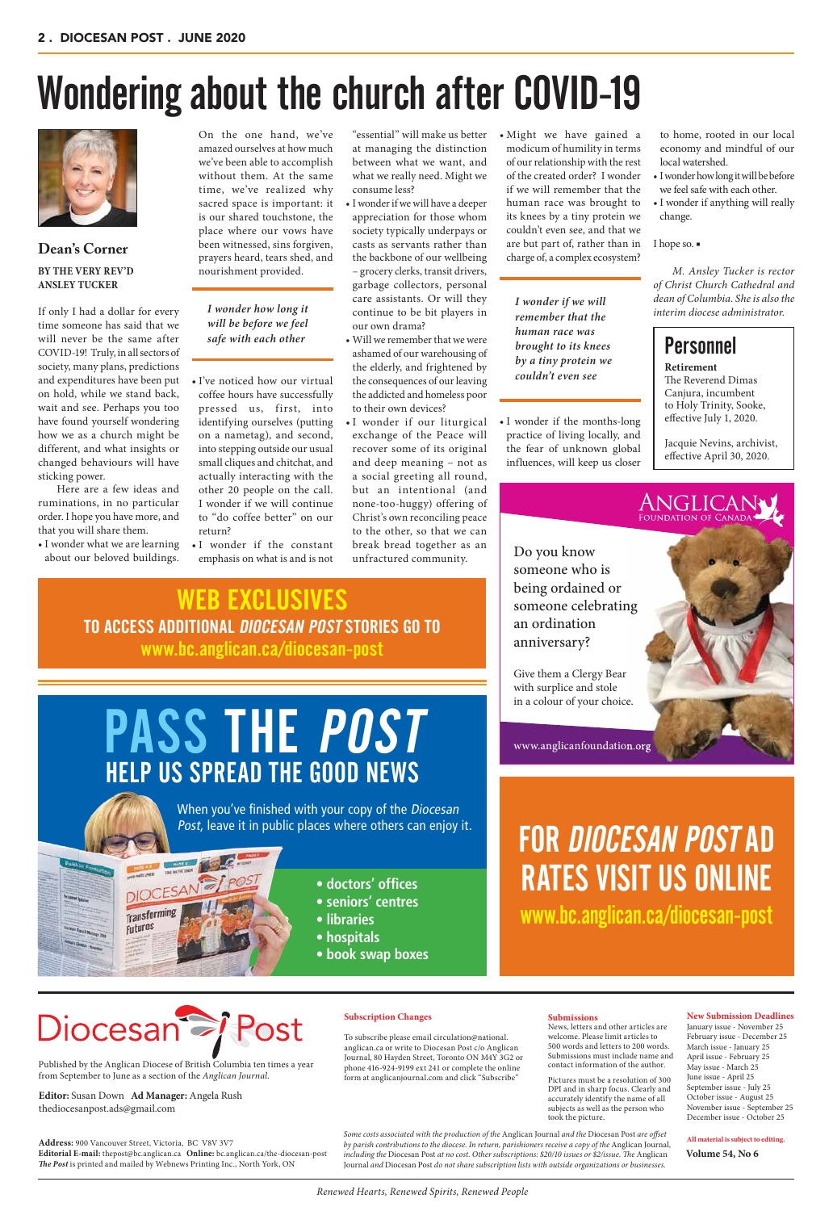# Wondering about the church after COVID-19

## Dean's Corner

**BY THE VERY REV'D ANSLEY TUCKER**

If only I had a dollar for every time someone has said that we will never be the same after COVID-19! Truly, in all sectors of society, many plans, predictions and expenditures have been put on hold, while we stand back, wait and see. Perhaps you too have found yourself wondering how we as a church might be different, and what insights or changed behaviours will have sticking power.

Here are a few ideas and ruminations, in no particular order. I hope you have more, and that you will share them.

- I wonder what we are learning about our beloved buildings. On the one hand, we've amazed ourselves at how much we've been able to accomplish without them. At the same time, we've realized why sacred space is important: it is our shared touchstone, the place where our vows have been witnessed, sins forgiven, prayers heard, tears shed, and nourishment provided.

> *I wonder how long it will be before we feel safe with each other*

- I've noticed how our virtual coffee hours have successfully pressed us, first, into identifying ourselves (putting on a nametag), and second, into stepping outside our usual small cliques and chitchat, and actually interacting with the other 20 people on the call. I wonder if we will continue to "do coffee better" on our return?
- I wonder if the constant emphasis on what is and is not "essential" will make us better at managing the distinction between what we want, and what we really need. Might we consume less?
- I wonder if we will have a deeper appreciation for those whom society typically underpays or casts as servants rather than the backbone of our wellbeing – grocery clerks, transit drivers, garbage collectors, personal care assistants. Or will they continue to be bit players in our own drama?
- Will we remember that we were ashamed of our warehousing of the elderly, and frightened by the consequences of our leaving the addicted and homeless poor to their own devices?
- I wonder if our liturgical exchange of the Peace will recover some of its original and deep meaning – not as a social greeting all round, but an intentional (and none-too-huggy) offering of Christ's own reconciling peace to the other, so that we can break bread together as an unfractured community.
- Might we have gained a modicum of humility in terms of our relationship with the rest of the created order? I wonder if we will remember that the human race was brought to its knees by a tiny protein we couldn't even see, and that we are but part of, rather than in charge of, a complex ecosystem?

> *I wonder if we will remember that the human race was brought to its knees by a tiny protein we couldn't even see*

- I wonder if the months-long practice of living locally, and the fear of unknown global influences, will keep us closer to home, rooted in our local economy and mindful of our local watershed.
- I wonder how long it will be before we feel safe with each other.
- I wonder if anything will really change.

I hope so. ▪

*M. Ansley Tucker is rector of Christ Church Cathedral and dean of Columbia. She is also the interim diocese administrator.*

## Personnel

**Retirement**

The Reverend Dimas Canjura, incumbent to Holy Trinity, Sooke, effective July 1, 2020.

Jacquie Nevins, archivist, effective April 30, 2020.

---

**ANGLICAN FOUNDATION OF CANADA**

Do you know someone who is being ordained or someone celebrating an ordination anniversary?

Give them a Clergy Bear with surplice and stole in a colour of your choice.

www.anglicanfoundation.org

---

## WEB EXCLUSIVES

**TO ACCESS ADDITIONAL *DIOCESAN POST* STORIES GO TO www.bc.anglican.ca/diocesan-post**

---

## PASS THE *POST*

### HELP US SPREAD THE GOOD NEWS

When you've finished with your copy of the *Diocesan Post,* leave it in public places where others can enjoy it.

- doctors' offices
- seniors' centres
- libraries
- hospitals
- book swap boxes

---

## FOR *DIOCESAN POST* AD RATES VISIT US ONLINE

**www.bc.anglican.ca/diocesan-post**

---

**Diocesan Post**

Published by the Anglican Diocese of British Columbia ten times a year from September to June as a section of the *Anglican Journal.*

**Editor:** Susan Down **Ad Manager:** Angela Rush
thediocesanpost.ads@gmail.com

**Address:** 900 Vancouver Street, Victoria, BC V8V 3V7
**Editorial E-mail:** thepost@bc.anglican.ca **Online:** bc.anglican.ca/the-diocesan-post
***The Post*** is printed and mailed by Webnews Printing Inc., North York, ON

**Subscription Changes**

To subscribe please email circulation@national.anglican.ca or write to Diocesan Post c/o Anglican Journal, 80 Hayden Street, Toronto ON M4Y 3G2 or phone 416-924-9199 ext 241 or complete the online form at anglicanjournal.com and click "Subscribe"

**Submissions**

News, letters and other articles are welcome. Please limit articles to 500 words and letters to 200 words. Submissions must include name and contact information of the author.

Pictures must be a resolution of 300 DPI and in sharp focus. Clearly and accurately identify the name of all subjects as well as the person who took the picture.

**New Submission Deadlines**

January issue - November 25
February issue - December 25
March issue - January 25
April issue - February 25
May issue - March 25
June issue - April 25
September issue - July 25
October issue - August 25
November issue - September 25
December issue - October 25

**All material is subject to editing.**

**Volume 54, No 6**

*Some costs associated with the production of the* Anglican Journal *and the* Diocesan Post *are offset by parish contributions to the diocese. In return, parishioners receive a copy of the* Anglican Journal, *including the* Diocesan Post *at no cost. Other subscriptions: $20/10 issues or $2/issue. The* Anglican Journal *and* Diocesan Post *do not share subscription lists with outside organizations or businesses.*

*Renewed Hearts, Renewed Spirits, Renewed People*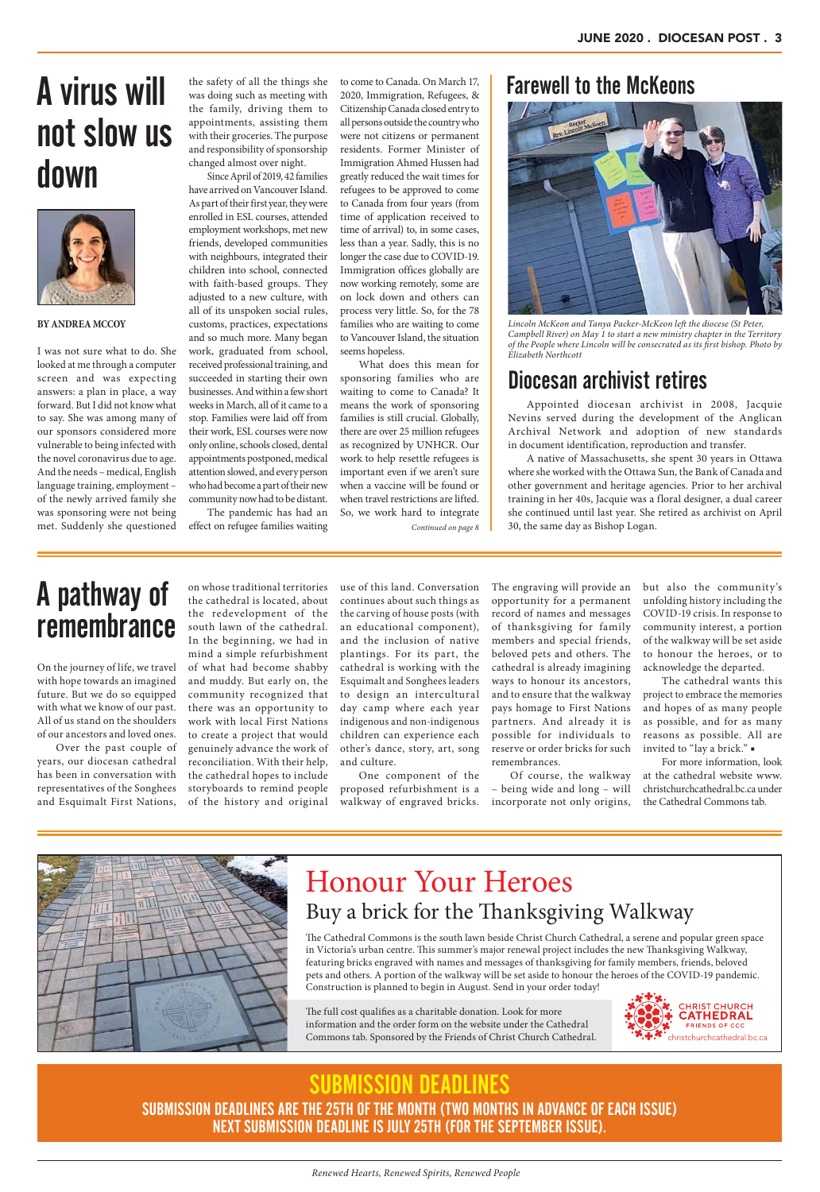# A virus will not slow us down

**BY ANDREA MCCOY**

I was not sure what to do. She looked at me through a computer screen and was expecting answers: a plan in place, a way forward. But I did not know what to say. She was among many of our sponsors considered more vulnerable to being infected with the novel coronavirus due to age. And the needs – medical, English language training, employment – of the newly arrived family she was sponsoring were not being met. Suddenly she questioned the safety of all the things she was doing such as meeting with the family, driving them to appointments, assisting them with their groceries. The purpose and responsibility of sponsorship changed almost over night.

Since April of 2019, 42 families have arrived on Vancouver Island. As part of their first year, they were enrolled in ESL courses, attended employment workshops, met new friends, developed communities with neighbours, integrated their children into school, connected with faith-based groups. They adjusted to a new culture, with all of its unspoken social rules, customs, practices, expectations and so much more. Many began work, graduated from school, received professional training, and succeeded in starting their own businesses. And within a few short weeks in March, all of it came to a stop. Families were laid off from their work, ESL courses were now only online, schools closed, dental appointments postponed, medical attention slowed, and every person who had become a part of their new community now had to be distant.

The pandemic has had an effect on refugee families waiting to come to Canada. On March 17, 2020, Immigration, Refugees, & Citizenship Canada closed entry to all persons outside the country who were not citizens or permanent residents. Former Minister of Immigration Ahmed Hussen had greatly reduced the wait times for refugees to be approved to come to Canada from four years (from time of application received to time of arrival) to, in some cases, less than a year. Sadly, this is no longer the case due to COVID-19. Immigration offices globally are now working remotely, some are on lock down and others can process very little. So, for the 78 families who are waiting to come to Vancouver Island, the situation seems hopeless.

What does this mean for sponsoring families who are waiting to come to Canada? It means the work of sponsoring families is still crucial. Globally, there are over 25 million refugees as recognized by UNHCR. Our work to help resettle refugees is important even if we aren't sure when a vaccine will be found or when travel restrictions are lifted. So, we work hard to integrate

*Continued on page 8*

# Farewell to the McKeons

*Lincoln McKeon and Tanya Packer-McKeon left the diocese (St Peter, Campbell River) on May 1 to start a new ministry chapter in the Territory of the People where Lincoln will be consecrated as its first bishop. Photo by Elizabeth Northcott*

# Diocesan archivist retires

Appointed diocesan archivist in 2008, Jacquie Nevins served during the development of the Anglican Archival Network and adoption of new standards in document identification, reproduction and transfer.

A native of Massachusetts, she spent 30 years in Ottawa where she worked with the Ottawa Sun, the Bank of Canada and other government and heritage agencies. Prior to her archival training in her 40s, Jacquie was a floral designer, a dual career she continued until last year. She retired as archivist on April 30, the same day as Bishop Logan.

# A pathway of remembrance

On the journey of life, we travel with hope towards an imagined future. But we do so equipped with what we know of our past. All of us stand on the shoulders of our ancestors and loved ones.

Over the past couple of years, our diocesan cathedral has been in conversation with representatives of the Songhees and Esquimalt First Nations, on whose traditional territories the cathedral is located, about the redevelopment of the south lawn of the cathedral. In the beginning, we had in mind a simple refurbishment of what had become shabby and muddy. But early on, the community recognized that there was an opportunity to work with local First Nations to create a project that would genuinely advance the work of reconciliation. With their help, the cathedral hopes to include storyboards to remind people of the history and original use of this land. Conversation continues about such things as the carving of house posts (with an educational component), and the inclusion of native plantings. For its part, the cathedral is working with the Esquimalt and Songhees leaders to design an intercultural day camp where each year indigenous and non-indigenous children can experience each other's dance, story, art, song and culture.

One component of the proposed refurbishment is a walkway of engraved bricks. The engraving will provide an opportunity for a permanent record of names and messages of thanksgiving for family members and special friends, beloved pets and others. The cathedral is already imagining ways to honour its ancestors, and to ensure that the walkway pays homage to First Nations partners. And already it is possible for individuals to reserve or order bricks for such remembrances.

Of course, the walkway – being wide and long – will incorporate not only origins, but also the community's unfolding history including the COVID-19 crisis. In response to community interest, a portion of the walkway will be set aside to honour the heroes, or to acknowledge the departed.

The cathedral wants this project to embrace the memories and hopes of as many people as possible, and for as many reasons as possible. All are invited to "lay a brick." ▪

For more information, look at the cathedral website www.christchurchcathedral.bc.ca under the Cathedral Commons tab.

# Honour Your Heroes

## Buy a brick for the Thanksgiving Walkway

The Cathedral Commons is the south lawn beside Christ Church Cathedral, a serene and popular green space in Victoria's urban centre. This summer's major renewal project includes the new Thanksgiving Walkway, featuring bricks engraved with names and messages of thanksgiving for family members, friends, beloved pets and others. A portion of the walkway will be set aside to honour the heroes of the COVID-19 pandemic. Construction is planned to begin in August. Send in your order today!

The full cost qualifies as a charitable donation. Look for more information and the order form on the website under the Cathedral Commons tab. Sponsored by the Friends of Christ Church Cathedral.

CHRIST CHURCH CATHEDRAL FRIENDS OF CCC christchurchcathedral.bc.ca

# SUBMISSION DEADLINES

**SUBMISSION DEADLINES ARE THE 25TH OF THE MONTH (TWO MONTHS IN ADVANCE OF EACH ISSUE)**
**NEXT SUBMISSION DEADLINE IS JULY 25TH (FOR THE SEPTEMBER ISSUE).**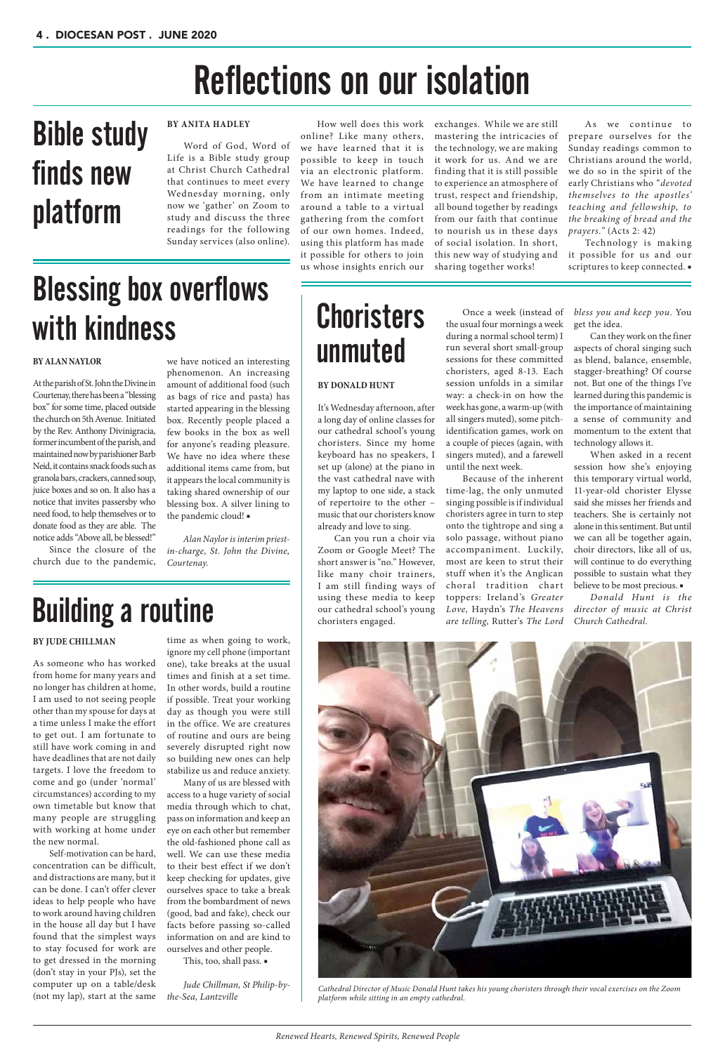# Reflections on our isolation

## Bible study finds new platform

**BY ANITA HADLEY**

Word of God, Word of Life is a Bible study group at Christ Church Cathedral that continues to meet every Wednesday morning, only now we 'gather' on Zoom to study and discuss the three readings for the following Sunday services (also online).

How well does this work online? Like many others, we have learned that it is possible to keep in touch via an electronic platform. We have learned to change from an intimate meeting around a table to a virtual gathering from the comfort of our own homes. Indeed, using this platform has made it possible for others to join us whose insights enrich our exchanges. While we are still mastering the intricacies of the technology, we are making it work for us. And we are finding that it is still possible to experience an atmosphere of trust, respect and friendship, all bound together by readings from our faith that continue to nourish us in these days of social isolation. In short, this new way of studying and sharing together works!

As we continue to prepare ourselves for the Sunday readings common to Christians around the world, we do so in the spirit of the early Christians who "*devoted themselves to the apostles' teaching and fellowship, to the breaking of bread and the prayers.*" (Acts 2: 42)

Technology is making it possible for us and our scriptures to keep connected. ▪

## Blessing box overflows with kindness

**BY ALAN NAYLOR**

At the parish of St. John the Divine in Courtenay, there has been a "blessing box" for some time, placed outside the church on 5th Avenue. Initiated by the Rev. Anthony Divinigracia, former incumbent of the parish, and maintained now by parishioner Barb Neid, it contains snack foods such as granola bars, crackers, canned soup, juice boxes and so on. It also has a notice that invites passersby who need food, to help themselves or to donate food as they are able. The notice adds "Above all, be blessed!"

Since the closure of the church due to the pandemic, we have noticed an interesting phenomenon. An increasing amount of additional food (such as bags of rice and pasta) has started appearing in the blessing box. Recently people placed a few books in the box as well for anyone's reading pleasure. We have no idea where these additional items came from, but it appears the local community is taking shared ownership of our blessing box. A silver lining to the pandemic cloud! ▪

*Alan Naylor is interim priest-in-charge, St. John the Divine, Courtenay.*

## Building a routine

**BY JUDE CHILLMAN**

As someone who has worked from home for many years and no longer has children at home, I am used to not seeing people other than my spouse for days at a time unless I make the effort to get out. I am fortunate to still have work coming in and have deadlines that are not daily targets. I love the freedom to come and go (under 'normal' circumstances) according to my own timetable but know that many people are struggling with working at home under the new normal.

Self-motivation can be hard, concentration can be difficult, and distractions are many, but it can be done. I can't offer clever ideas to help people who have to work around having children in the house all day but I have found that the simplest ways to stay focused for work are to get dressed in the morning (don't stay in your PJs), set the computer up on a table/desk (not my lap), start at the same time as when going to work, ignore my cell phone (important one), take breaks at the usual times and finish at a set time. In other words, build a routine if possible. Treat your working day as though you were still in the office. We are creatures of routine and ours are being severely disrupted right now so building new ones can help stabilize us and reduce anxiety.

Many of us are blessed with access to a huge variety of social media through which to chat, pass on information and keep an eye on each other but remember the old-fashioned phone call as well. We can use these media to their best effect if we don't keep checking for updates, give ourselves space to take a break from the bombardment of news (good, bad and fake), check our facts before passing so-called information on and are kind to ourselves and other people.

This, too, shall pass. ▪

*Jude Chillman, St Philip-by-the-Sea, Lantzville*

## Choristers unmuted

**BY DONALD HUNT**

It's Wednesday afternoon, after a long day of online classes for our cathedral school's young choristers. Since my home keyboard has no speakers, I set up (alone) at the piano in the vast cathedral nave with my laptop to one side, a stack of repertoire to the other – music that our choristers know already and love to sing.

Can you run a choir via Zoom or Google Meet? The short answer is "no." However, like many choir trainers, I am still finding ways of using these media to keep our cathedral school's young choristers engaged.

Once a week (instead of the usual four mornings a week during a normal school term) I run several short small-group sessions for these committed choristers, aged 8-13. Each session unfolds in a similar way: a check-in on how the week has gone, a warm-up (with all singers muted), some pitch-identification games, work on a couple of pieces (again, with singers muted), and a farewell until the next week.

Because of the inherent time-lag, the only unmuted singing possible is if individual choristers agree in turn to step onto the tightrope and sing a solo passage, without piano accompaniment. Luckily, most are keen to strut their stuff when it's the Anglican choral tradition chart toppers: Ireland's *Greater Love,* Haydn's *The Heavens are telling*, Rutter's *The Lord bless you and keep you*. You get the idea.

Can they work on the finer aspects of choral singing such as blend, balance, ensemble, stagger-breathing? Of course not. But one of the things I've learned during this pandemic is the importance of maintaining a sense of community and momentum to the extent that technology allows it.

When asked in a recent session how she's enjoying this temporary virtual world, 11-year-old chorister Elysse said she misses her friends and teachers. She is certainly not alone in this sentiment. But until we can all be together again, choir directors, like all of us, will continue to do everything possible to sustain what they believe to be most precious. ▪

*Donald Hunt is the director of music at Christ Church Cathedral.*

*Cathedral Director of Music Donald Hunt takes his young choristers through their vocal exercises on the Zoom platform while sitting in an empty cathedral.*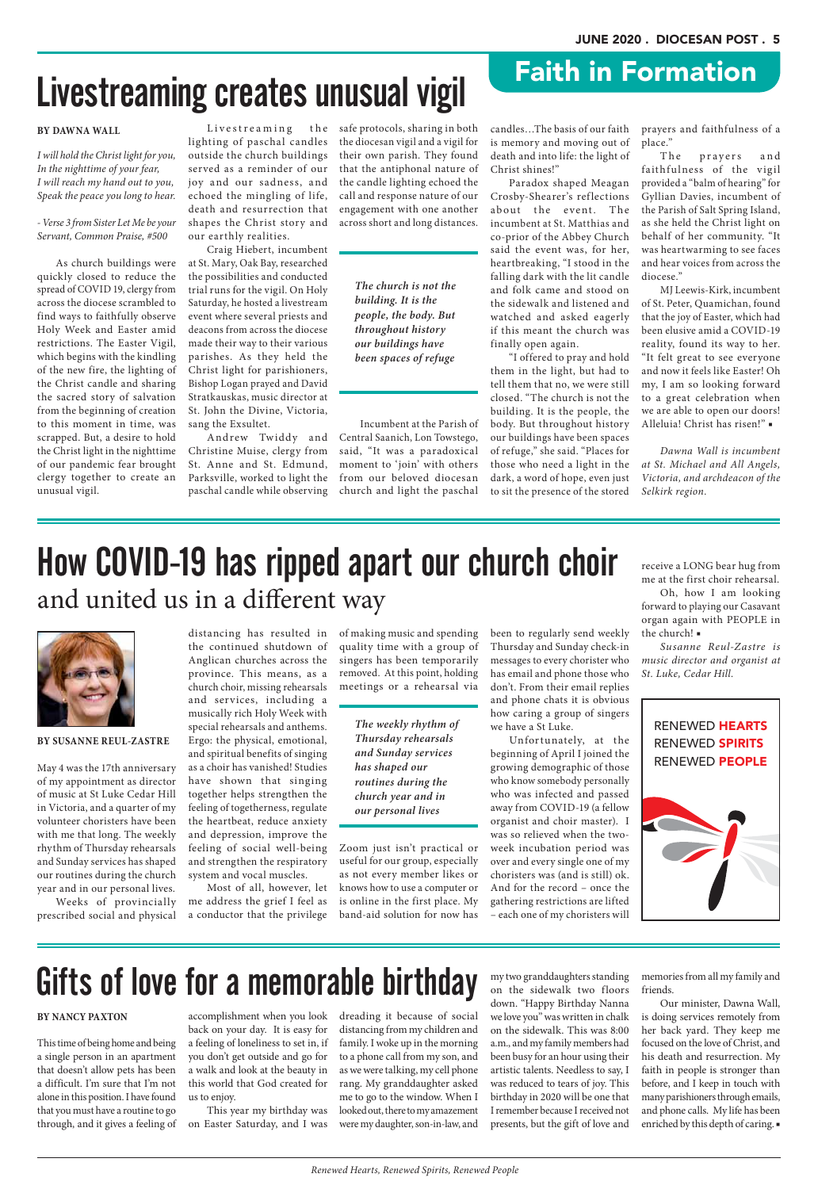# Faith in Formation

# Livestreaming creates unusual vigil

**BY DAWNA WALL**

*I will hold the Christ light for you,*
*In the nighttime of your fear,*
*I will reach my hand out to you,*
*Speak the peace you long to hear.*

*- Verse 3 from Sister Let Me be your Servant, Common Praise, #500*

As church buildings were quickly closed to reduce the spread of COVID 19, clergy from across the diocese scrambled to find ways to faithfully observe Holy Week and Easter amid restrictions. The Easter Vigil, which begins with the kindling of the new fire, the lighting of the Christ candle and sharing the sacred story of salvation from the beginning of creation to this moment in time, was scrapped. But, a desire to hold the Christ light in the nighttime of our pandemic fear brought clergy together to create an unusual vigil.

Livestreaming the lighting of paschal candles outside the church buildings served as a reminder of our joy and our sadness, and echoed the mingling of life, death and resurrection that shapes the Christ story and our earthly realities.

Craig Hiebert, incumbent at St. Mary, Oak Bay, researched the possibilities and conducted trial runs for the vigil. On Holy Saturday, he hosted a livestream event where several priests and deacons from across the diocese made their way to their various parishes. As they held the Christ light for parishioners, Bishop Logan prayed and David Stratkauskas, music director at St. John the Divine, Victoria, sang the Exsultet.

Andrew Twiddy and Christine Muise, clergy from St. Anne and St. Edmund, Parksville, worked to light the paschal candle while observing safe protocols, sharing in both the diocesan vigil and a vigil for their own parish. They found that the antiphonal nature of the candle lighting echoed the call and response nature of our engagement with one another across short and long distances.

> *The church is not the building. It is the people, the body. But throughout history our buildings have been spaces of refuge*

Incumbent at the Parish of Central Saanich, Lon Towstego, said, "It was a paradoxical moment to 'join' with others from our beloved diocesan church and light the paschal candles…The basis of our faith is moving and moving out of death and into life: the light of Christ shines!"

Paradox shaped Meagan Crosby-Shearer's reflections about the event. The incumbent at St. Matthias and co-prior of the Abbey Church said the event was, for her, heartbreaking, "I stood in the falling dark with the lit candle and folk came and stood on the sidewalk and listened and watched and asked eagerly if this meant the church was finally open again.

"I offered to pray and hold them in the light, but had to tell them that no, we were still closed. "The church is not the building. It is the people, the body. But throughout history our buildings have been spaces of refuge," she said. "Places for those who need a light in the dark, a word of hope, even just to sit the presence of the stored prayers and faithfulness of a place."

The prayers and faithfulness of the vigil provided a "balm of hearing" for Gyllian Davies, incumbent of the Parish of Salt Spring Island, as she held the Christ light on behalf of her community. "It was heartwarming to see faces and hear voices from across the diocese."

MJ Leewis-Kirk, incumbent of St. Peter, Quamichan, found that the joy of Easter, which had been elusive amid a COVID-19 reality, found its way to her. "It felt great to see everyone and now it feels like Easter! Oh my, I am so looking forward to a great celebration when we are able to open our doors! Alleluia! Christ has risen!" ▪

*Dawna Wall is incumbent at St. Michael and All Angels, Victoria, and archdeacon of the Selkirk region.*

# How COVID-19 has ripped apart our church choir
## and united us in a different way

**BY SUSANNE REUL-ZASTRE**

May 4 was the 17th anniversary of my appointment as director of music at St Luke Cedar Hill in Victoria, and a quarter of my volunteer choristers have been with me that long. The weekly rhythm of Thursday rehearsals and Sunday services has shaped our routines during the church year and in our personal lives.

Weeks of provincially prescribed social and physical distancing has resulted in the continued shutdown of Anglican churches across the province. This means, as a church choir, missing rehearsals and services, including a musically rich Holy Week with special rehearsals and anthems. Ergo: the physical, emotional, and spiritual benefits of singing as a choir has vanished! Studies have shown that singing together helps strengthen the feeling of togetherness, regulate the heartbeat, reduce anxiety and depression, improve the feeling of social well-being and strengthen the respiratory system and vocal muscles.

Most of all, however, let me address the grief I feel as a conductor that the privilege of making music and spending quality time with a group of singers has been temporarily removed. At this point, holding meetings or a rehearsal via Zoom just isn't practical or useful for our group, especially as not every member likes or knows how to use a computer or is online in the first place. My band-aid solution for now has been to regularly send weekly Thursday and Sunday check-in messages to every chorister who has email and phone those who don't. From their email replies and phone chats it is obvious how caring a group of singers we have a St Luke.

> *The weekly rhythm of Thursday rehearsals and Sunday services has shaped our routines during the church year and in our personal lives*

Unfortunately, at the beginning of April I joined the growing demographic of those who know somebody personally who was infected and passed away from COVID-19 (a fellow organist and choir master). I was so relieved when the two-week incubation period was over and every single one of my choristers was (and is still) ok. And for the record – once the gathering restrictions are lifted – each one of my choristers will receive a LONG bear hug from me at the first choir rehearsal.

Oh, how I am looking forward to playing our Casavant organ again with PEOPLE in the church! ▪

*Susanne Reul-Zastre is music director and organist at St. Luke, Cedar Hill.*

RENEWED HEARTS
RENEWED SPIRITS
RENEWED PEOPLE

# Gifts of love for a memorable birthday

**BY NANCY PAXTON**

This time of being home and being a single person in an apartment that doesn't allow pets has been a difficult. I'm sure that I'm not alone in this position. I have found that you must have a routine to go through, and it gives a feeling of accomplishment when you look back on your day. It is easy for a feeling of loneliness to set in, if you don't get outside and go for a walk and look at the beauty in this world that God created for us to enjoy.

This year my birthday was on Easter Saturday, and I was dreading it because of social distancing from my children and family. I woke up in the morning to a phone call from my son, and as we were talking, my cell phone rang. My granddaughter asked me to go to the window. When I looked out, there to my amazement were my daughter, son-in-law, and my two granddaughters standing on the sidewalk two floors down. "Happy Birthday Nanna we love you" was written in chalk on the sidewalk. This was 8:00 a.m., and my family members had been busy for an hour using their artistic talents. Needless to say, I was reduced to tears of joy. This birthday in 2020 will be one that I remember because I received not presents, but the gift of love and memories from all my family and friends.

Our minister, Dawna Wall, is doing services remotely from her back yard. They keep me focused on the love of Christ, and his death and resurrection. My faith in people is stronger than before, and I keep in touch with my parishioners through emails, and phone calls. My life has been enriched by this depth of caring. ▪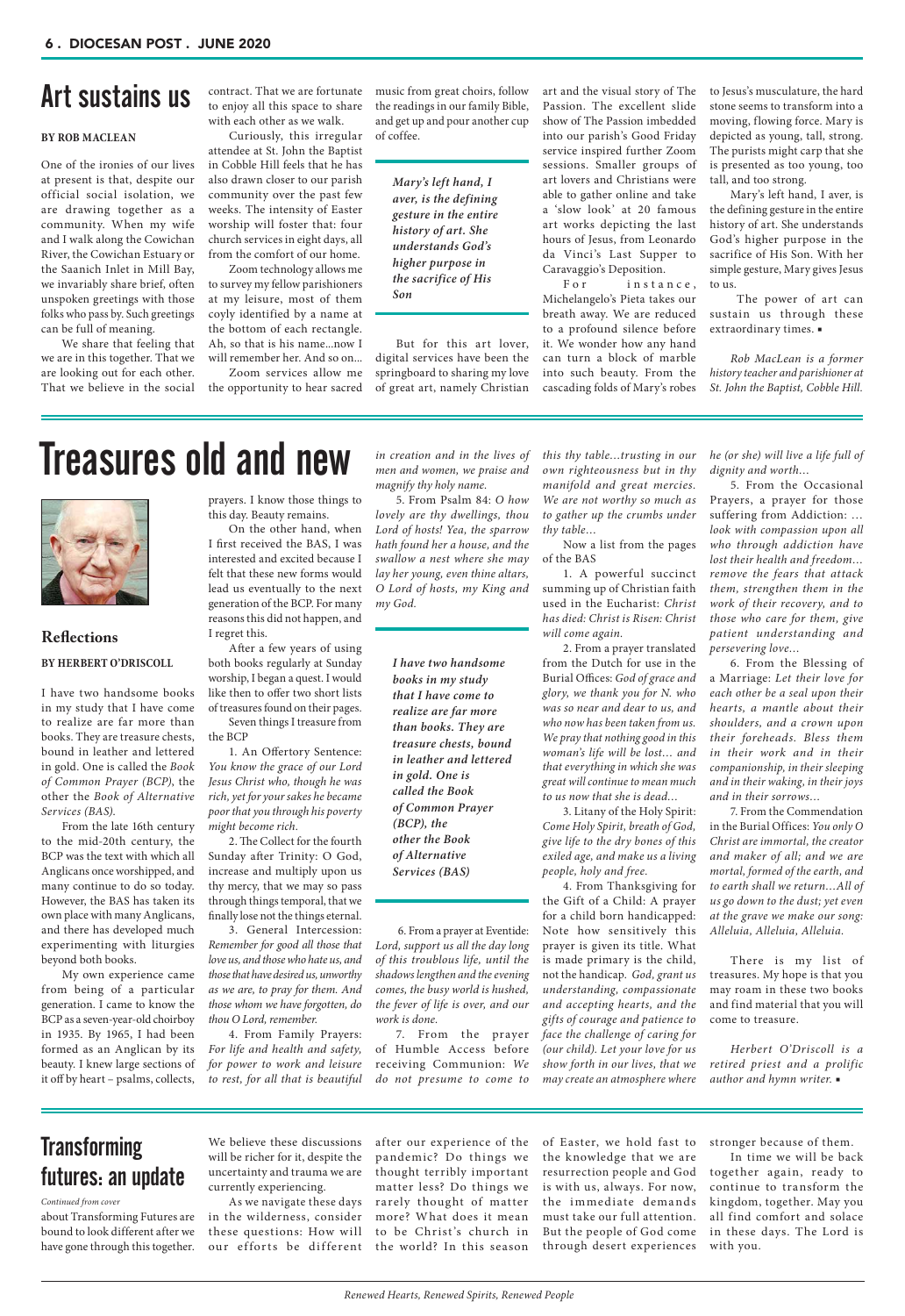# Art sustains us

**BY ROB MACLEAN**

One of the ironies of our lives at present is that, despite our official social isolation, we are drawing together as a community. When my wife and I walk along the Cowichan River, the Cowichan Estuary or the Saanich Inlet in Mill Bay, we invariably share brief, often unspoken greetings with those folks who pass by. Such greetings can be full of meaning.

We share that feeling that we are in this together. That we are looking out for each other. That we believe in the social contract. That we are fortunate to enjoy all this space to share with each other as we walk.

Curiously, this irregular attendee at St. John the Baptist in Cobble Hill feels that he has also drawn closer to our parish community over the past few weeks. The intensity of Easter worship will foster that: four church services in eight days, all from the comfort of our home.

Zoom technology allows me to survey my fellow parishioners at my leisure, most of them coyly identified by a name at the bottom of each rectangle. Ah, so that is his name...now I will remember her. And so on...

Zoom services allow me the opportunity to hear sacred music from great choirs, follow the readings in our family Bible, and get up and pour another cup of coffee.

> *Mary's left hand, I aver, is the defining gesture in the entire history of art. She understands God's higher purpose in the sacrifice of His Son*

But for this art lover, digital services have been the springboard to sharing my love of great art, namely Christian art and the visual story of The Passion. The excellent slide show of The Passion imbedded into our parish's Good Friday service inspired further Zoom sessions. Smaller groups of art lovers and Christians were able to gather online and take a 'slow look' at 20 famous art works depicting the last hours of Jesus, from Leonardo da Vinci's Last Supper to Caravaggio's Deposition.

For instance, Michelangelo's Pieta takes our breath away. We are reduced to a profound silence before it. We wonder how any hand can turn a block of marble into such beauty. From the cascading folds of Mary's robes to Jesus's musculature, the hard stone seems to transform into a moving, flowing force. Mary is depicted as young, tall, strong. The purists might carp that she is presented as too young, too tall, and too strong.

Mary's left hand, I aver, is the defining gesture in the entire history of art. She understands God's higher purpose in the sacrifice of His Son. With her simple gesture, Mary gives Jesus to us.

The power of art can sustain us through these extraordinary times. ▪

*Rob MacLean is a former history teacher and parishioner at St. John the Baptist, Cobble Hill.*

# Treasures old and new

## Reflections

**BY HERBERT O'DRISCOLL**

I have two handsome books in my study that I have come to realize are far more than books. They are treasure chests, bound in leather and lettered in gold. One is called the *Book of Common Prayer (BCP)*, the other the *Book of Alternative Services (BAS)*.

From the late 16th century to the mid-20th century, the BCP was the text with which all Anglicans once worshipped, and many continue to do so today. However, the BAS has taken its own place with many Anglicans, and there has developed much experimenting with liturgies beyond both books.

My own experience came from being of a particular generation. I came to know the BCP as a seven-year-old choirboy in 1935. By 1965, I had been formed as an Anglican by its beauty. I knew large sections of it off by heart – psalms, collects, prayers. I know those things to this day. Beauty remains.

On the other hand, when I first received the BAS, I was interested and excited because I felt that these new forms would lead us eventually to the next generation of the BCP. For many reasons this did not happen, and I regret this.

After a few years of using both books regularly at Sunday worship, I began a quest. I would like then to offer two short lists of treasures found on their pages.

Seven things I treasure from the BCP

1. An Offertory Sentence: *You know the grace of our Lord Jesus Christ who, though he was rich, yet for your sakes he became poor that you through his poverty might become rich.*

2. The Collect for the fourth Sunday after Trinity: O God, increase and multiply upon us thy mercy, that we may so pass through things temporal, that we finally lose not the things eternal.

3. General Intercession: *Remember for good all those that love us, and those who hate us, and those that have desired us, unworthy as we are, to pray for them. And those whom we have forgotten, do thou O Lord, remember.*

4. From Family Prayers: *For life and health and safety, for power to work and leisure to rest, for all that is beautiful in creation and in the lives of men and women, we praise and magnify thy holy name.*

5. From Psalm 84: *O how lovely are thy dwellings, thou Lord of hosts! Yea, the sparrow hath found her a house, and the swallow a nest where she may lay her young, even thine altars, O Lord of hosts, my King and my God.*

> ***I have two handsome books in my study that I have come to realize are far more than books. They are treasure chests, bound in leather and lettered in gold. One is called the Book of Common Prayer (BCP), the other the Book of Alternative Services (BAS)***

6. From a prayer at Eventide: *Lord, support us all the day long of this troublous life, until the shadows lengthen and the evening comes, the busy world is hushed, the fever of life is over, and our work is done.*

7. From the prayer of Humble Access before receiving Communion: *We do not presume to come to this thy table...trusting in our own righteousness but in thy manifold and great mercies. We are not worthy so much as to gather up the crumbs under thy table...*

Now a list from the pages of the BAS

1. A powerful succinct summing up of Christian faith used in the Eucharist: *Christ has died: Christ is Risen: Christ will come again.*

2. From a prayer translated from the Dutch for use in the Burial Offices: *God of grace and glory, we thank you for N. who was so near and dear to us, and who now has been taken from us. We pray that nothing good in this woman's life will be lost... and that everything in which she was great will continue to mean much to us now that she is dead...*

3. Litany of the Holy Spirit: *Come Holy Spirit, breath of God, give life to the dry bones of this exiled age, and make us a living people, holy and free.*

4. From Thanksgiving for the Gift of a Child: A prayer for a child born handicapped: Note how sensitively this prayer is given its title. What is made primary is the child, not the handicap. *God, grant us understanding, compassionate and accepting hearts, and the gifts of courage and patience to face the challenge of caring for (our child). Let your love for us show forth in our lives, that we may create an atmosphere where he (or she) will live a life full of dignity and worth...*

5. From the Occasional Prayers, a prayer for those suffering from Addiction: *... look with compassion upon all who through addiction have lost their health and freedom... remove the fears that attack them, strengthen them in the work of their recovery, and to those who care for them, give patient understanding and persevering love...*

6. From the Blessing of a Marriage: *Let their love for each other be a seal upon their hearts, a mantle about their shoulders, and a crown upon their foreheads. Bless them in their work and in their companionship, in their sleeping and in their waking, in their joys and in their sorrows...*

7. From the Commendation in the Burial Offices: *You only O Christ are immortal, the creator and maker of all; and we are mortal, formed of the earth, and to earth shall we return...All of us go down to the dust; yet even at the grave we make our song: Alleluia, Alleluia, Alleluia.*

There is my list of treasures. My hope is that you may roam in these two books and find material that you will come to treasure.

*Herbert O'Driscoll is a retired priest and a prolific author and hymn writer.* ▪

# Transforming futures: an update

*Continued from cover*

about Transforming Futures are bound to look different after we have gone through this together. We believe these discussions will be richer for it, despite the uncertainty and trauma we are currently experiencing.

As we navigate these days in the wilderness, consider these questions: How will our efforts be different after our experience of the pandemic? Do things we thought terribly important matter less? Do things we rarely thought of matter more? What does it mean to be Christ's church in the world? In this season of Easter, we hold fast to the knowledge that we are resurrection people and God is with us, always. For now, the immediate demands must take our full attention. But the people of God come through desert experiences stronger because of them.

In time we will be back together again, ready to continue to transform the kingdom, together. May you all find comfort and solace in these days. The Lord is with you.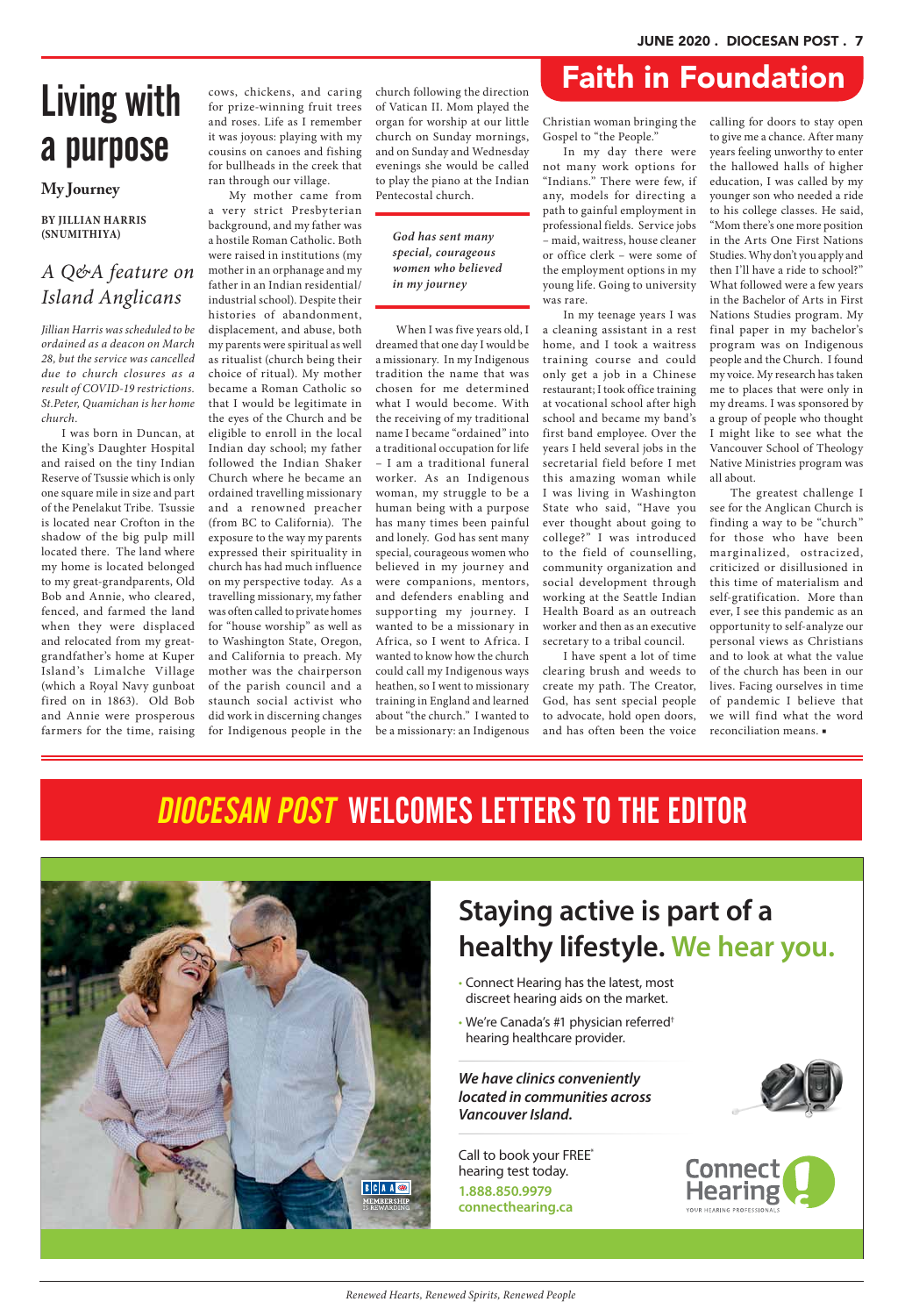# Faith in Foundation

# Living with a purpose

**My Journey**

**BY JILLIAN HARRIS (SNUMITHIYA)**

## *A Q&A feature on Island Anglicans*

*Jillian Harris was scheduled to be ordained as a deacon on March 28, but the service was cancelled due to church closures as a result of COVID-19 restrictions. St.Peter, Quamichan is her home church.*

I was born in Duncan, at the King's Daughter Hospital and raised on the tiny Indian Reserve of Tsussie which is only one square mile in size and part of the Penelakut Tribe. Tsussie is located near Crofton in the shadow of the big pulp mill located there. The land where my home is located belonged to my great-grandparents, Old Bob and Annie, who cleared, fenced, and farmed the land when they were displaced and relocated from my great-grandfather's home at Kuper Island's Limalche Village (which a Royal Navy gunboat fired on in 1863). Old Bob and Annie were prosperous farmers for the time, raising cows, chickens, and caring for prize-winning fruit trees and roses. Life as I remember it was joyous: playing with my cousins on canoes and fishing for bullheads in the creek that ran through our village.

My mother came from a very strict Presbyterian background, and my father was a hostile Roman Catholic. Both were raised in institutions (my mother in an orphanage and my father in an Indian residential/industrial school). Despite their histories of abandonment, displacement, and abuse, both my parents were spiritual as well as ritualist (church being their choice of ritual). My mother became a Roman Catholic so that I would be legitimate in the eyes of the Church and be eligible to enroll in the local Indian day school; my father followed the Indian Shaker Church where he became an ordained travelling missionary and a renowned preacher (from BC to California). The exposure to the way my parents expressed their spirituality in church has had much influence on my perspective today. As a travelling missionary, my father was often called to private homes for "house worship" as well as to Washington State, Oregon, and California to preach. My mother was the chairperson of the parish council and a staunch social activist who did work in discerning changes for Indigenous people in the church following the direction of Vatican II. Mom played the organ for worship at our little church on Sunday mornings, and on Sunday and Wednesday evenings she would be called to play the piano at the Indian Pentecostal church.

> ***God has sent many special, courageous women who believed in my journey***

When I was five years old, I dreamed that one day I would be a missionary. In my Indigenous tradition the name that was chosen for me determined what I would become. With the receiving of my traditional name I became "ordained" into a traditional occupation for life – I am a traditional funeral worker. As an Indigenous woman, my struggle to be a human being with a purpose has many times been painful and lonely. God has sent many special, courageous women who believed in my journey and were companions, mentors, and defenders enabling and supporting my journey. I wanted to be a missionary in Africa, so I went to Africa. I wanted to know how the church could call my Indigenous ways heathen, so I went to missionary training in England and learned about "the church." I wanted to be a missionary: an Indigenous Christian woman bringing the Gospel to "the People."

In my day there were not many work options for "Indians." There were few, if any, models for directing a path to gainful employment in professional fields. Service jobs – maid, waitress, house cleaner or office clerk – were some of the employment options in my young life. Going to university was rare.

In my teenage years I was a cleaning assistant in a rest home, and I took a waitress training course and could only get a job in a Chinese restaurant; I took office training at vocational school after high school and became my band's first band employee. Over the years I held several jobs in the secretarial field before I met this amazing woman while I was living in Washington State who said, "Have you ever thought about going to college?" I was introduced to the field of counselling, community organization and social development through working at the Seattle Indian Health Board as an outreach worker and then as an executive secretary to a tribal council.

I have spent a lot of time clearing brush and weeds to create my path. The Creator, God, has sent special people to advocate, hold open doors, and has often been the voice calling for doors to stay open to give me a chance. After many years feeling unworthy to enter the hallowed halls of higher education, I was called by my younger son who needed a ride to his college classes. He said, "Mom there's one more position in the Arts One First Nations Studies. Why don't you apply and then I'll have a ride to school?" What followed were a few years in the Bachelor of Arts in First Nations Studies program. My final paper in my bachelor's program was on Indigenous people and the Church. I found my voice. My research has taken me to places that were only in my dreams. I was sponsored by a group of people who thought I might like to see what the Vancouver School of Theology Native Ministries program was all about.

The greatest challenge I see for the Anglican Church is finding a way to be "church" for those who have been marginalized, ostracized, criticized or disillusioned in this time of materialism and self-gratification. More than ever, I see this pandemic as an opportunity to self-analyze our personal views as Christians and to look at what the value of the church has been in our lives. Facing ourselves in time of pandemic I believe that we will find what the word reconciliation means. ▪

# *DIOCESAN POST* WELCOMES LETTERS TO THE EDITOR

## Staying active is part of a healthy lifestyle. We hear you.

- Connect Hearing has the latest, most discreet hearing aids on the market.
- We're Canada's #1 physician referred† hearing healthcare provider.

***We have clinics conveniently located in communities across Vancouver Island.***

Call to book your FREE* hearing test today.
**1.888.850.9979**
**connecthearing.ca**

BCAA MEMBERSHIP IS REWARDING

Connect Hearing — YOUR HEARING PROFESSIONALS

*Renewed Hearts, Renewed Spirits, Renewed People*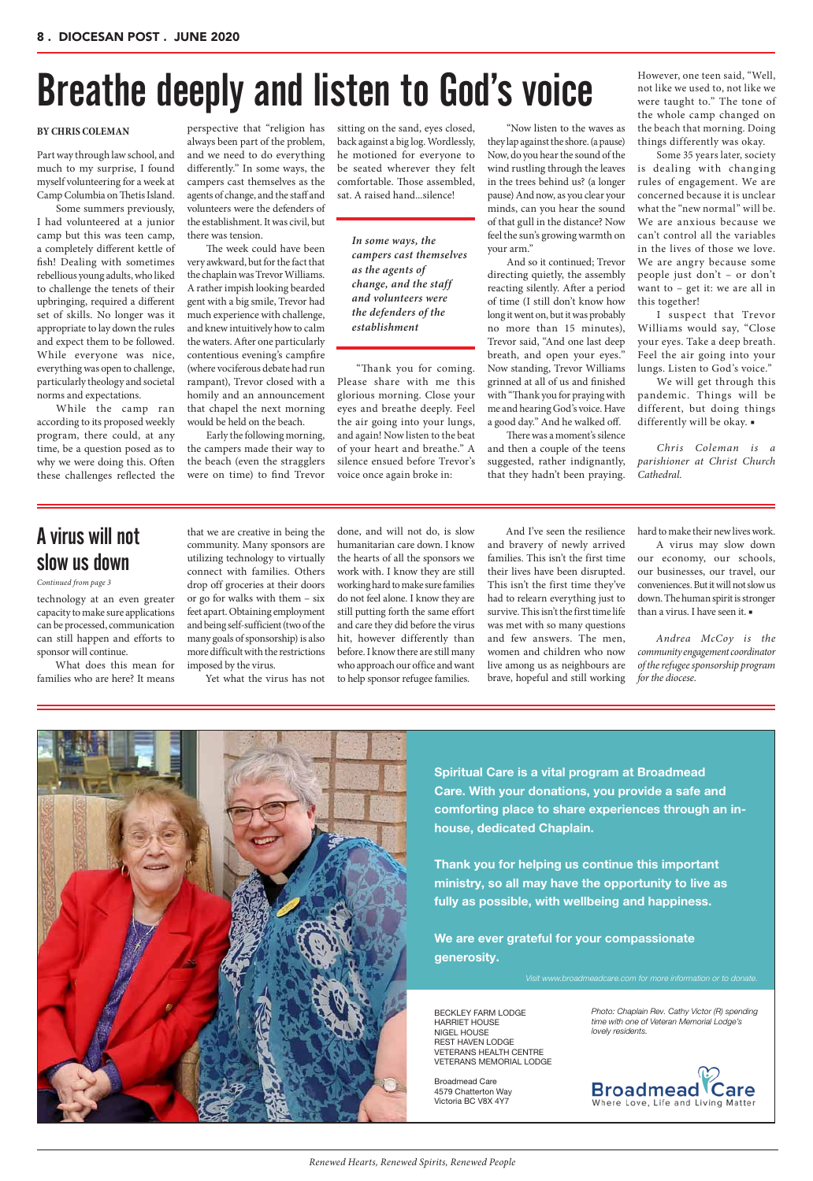# Breathe deeply and listen to God's voice

**BY CHRIS COLEMAN**

Part way through law school, and much to my surprise, I found myself volunteering for a week at Camp Columbia on Thetis Island.

Some summers previously, I had volunteered at a junior camp but this was teen camp, a completely different kettle of fish! Dealing with sometimes rebellious young adults, who liked to challenge the tenets of their upbringing, required a different set of skills. No longer was it appropriate to lay down the rules and expect them to be followed. While everyone was nice, everything was open to challenge, particularly theology and societal norms and expectations.

While the camp ran according to its proposed weekly program, there could, at any time, be a question posed as to why we were doing this. Often these challenges reflected the perspective that "religion has always been part of the problem, and we need to do everything differently." In some ways, the campers cast themselves as the agents of change, and the staff and volunteers were the defenders of the establishment. It was civil, but there was tension.

The week could have been very awkward, but for the fact that the chaplain was Trevor Williams. A rather impish looking bearded gent with a big smile, Trevor had much experience with challenge, and knew intuitively how to calm the waters. After one particularly contentious evening's campfire (where vociferous debate had run rampant), Trevor closed with a homily and an announcement that chapel the next morning would be held on the beach.

Early the following morning, the campers made their way to the beach (even the stragglers were on time) to find Trevor sitting on the sand, eyes closed, back against a big log. Wordlessly, he motioned for everyone to be seated wherever they felt comfortable. Those assembled, sat. A raised hand…silence!

> *In some ways, the campers cast themselves as the agents of change, and the staff and volunteers were the defenders of the establishment*

"Thank you for coming. Please share with me this glorious morning. Close your eyes and breathe deeply. Feel the air going into your lungs, and again! Now listen to the beat of your heart and breathe." A silence ensued before Trevor's voice once again broke in:

"Now listen to the waves as they lap against the shore. (a pause) Now, do you hear the sound of the wind rustling through the leaves in the trees behind us? (a longer pause) And now, as you clear your minds, can you hear the sound of that gull in the distance? Now feel the sun's growing warmth on your arm."

And so it continued; Trevor directing quietly, the assembly reacting silently. After a period of time (I still don't know how long it went on, but it was probably no more than 15 minutes), Trevor said, "And one last deep breath, and open your eyes." Now standing, Trevor Williams grinned at all of us and finished with "Thank you for praying with me and hearing God's voice. Have a good day." And he walked off.

There was a moment's silence and then a couple of the teens suggested, rather indignantly, that they hadn't been praying. However, one teen said, "Well, not like we used to, not like we were taught to." The tone of the whole camp changed on the beach that morning. Doing things differently was okay.

Some 35 years later, society is dealing with changing rules of engagement. We are concerned because it is unclear what the "new normal" will be. We are anxious because we can't control all the variables in the lives of those we love. We are angry because some people just don't – or don't want to – get it: we are all in this together!

I suspect that Trevor Williams would say, "Close your eyes. Take a deep breath. Feel the air going into your lungs. Listen to God's voice."

We will get through this pandemic. Things will be different, but doing things differently will be okay. ▪

*Chris Coleman is a parishioner at Christ Church Cathedral.*

---

## A virus will not slow us down

*Continued from page 3*

technology at an even greater capacity to make sure applications can be processed, communication can still happen and efforts to sponsor will continue.

What does this mean for families who are here? It means that we are creative in being the community. Many sponsors are utilizing technology to virtually connect with families. Others drop off groceries at their doors or go for walks with them – six feet apart. Obtaining employment and being self-sufficient (two of the many goals of sponsorship) is also more difficult with the restrictions imposed by the virus.

Yet what the virus has not done, and will not do, is slow humanitarian care down. I know the hearts of all the sponsors we work with. I know they are still working hard to make sure families do not feel alone. I know they are still putting forth the same effort and care they did before the virus hit, however differently than before. I know there are still many who approach our office and want to help sponsor refugee families.

And I've seen the resilience and bravery of newly arrived families. This isn't the first time their lives have been disrupted. This isn't the first time they've had to relearn everything just to survive. This isn't the first time life was met with so many questions and few answers. The men, women and children who now live among us as neighbours are brave, hopeful and still working hard to make their new lives work.

A virus may slow down our economy, our schools, our businesses, our travel, our conveniences. But it will not slow us down. The human spirit is stronger than a virus. I have seen it. ▪

*Andrea McCoy is the community engagement coordinator of the refugee sponsorship program for the diocese.*

---

**Spiritual Care is a vital program at Broadmead Care. With your donations, you provide a safe and comforting place to share experiences through an in-house, dedicated Chaplain.**

**Thank you for helping us continue this important ministry, so all may have the opportunity to live as fully as possible, with wellbeing and happiness.**

**We are ever grateful for your compassionate generosity.**

*Visit www.broadmeadcare.com for more information or to donate.*

BECKLEY FARM LODGE
HARRIET HOUSE
NIGEL HOUSE
REST HAVEN LODGE
VETERANS HEALTH CENTRE
VETERANS MEMORIAL LODGE

Broadmead Care
4579 Chatterton Way
Victoria BC V8X 4Y7

*Photo: Chaplain Rev. Cathy Victor (R) spending time with one of Veteran Memorial Lodge's lovely residents.*

Broadmead Care
Where Love, Life and Living Matter

*Renewed Hearts, Renewed Spirits, Renewed People*